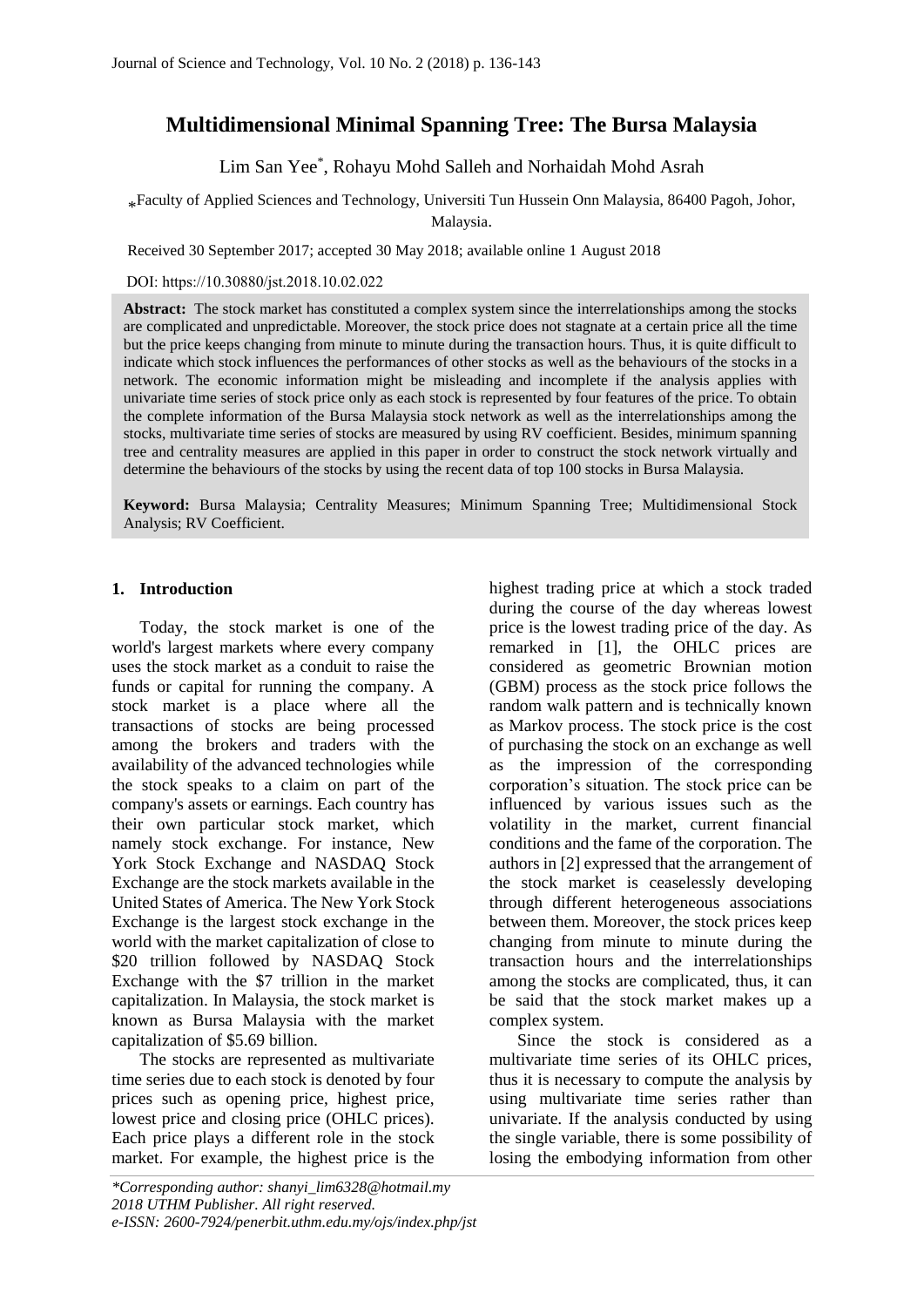# Multidimensional Minimal Spanning Tree: The Bursa Malaysia

Lim San Yee*, Rohayu Mohd Salleh and Norhaidah Mohd Asrah

*Faculty of Applied Sciences and Technology, Universiti Tun Hussein Onn Malaysia, 86400 Pagoh, Johor, Malaysia.

Received 30 September 2017; accepted 30 May 2018; available online 1 August 2018

DOI: https://10.30880/jst.2018.10.02.022

**Abstract:** The stock market has constituted a complex system since the interrelationships among the stocks are complicated and unpredictable. Moreover, the stock price does not stagnate at a certain price all the time but the price keeps changing from minute to minute during the transaction hours. Thus, it is quite difficult to indicate which stock influences the performances of other stocks as well as the behaviours of the stocks in a network. The economic information might be misleading and incomplete if the analysis applies with univariate time series of stock price only as each stock is represented by four features of the price. To obtain the complete information of the Bursa Malaysia stock network as well as the interrelationships among the stocks, multivariate time series of stocks are measured by using RV coefficient. Besides, minimum spanning tree and centrality measures are applied in this paper in order to construct the stock network virtually and determine the behaviours of the stocks by using the recent data of top 100 stocks in Bursa Malaysia.

**Keyword:** Bursa Malaysia; Centrality Measures; Minimum Spanning Tree; Multidimensional Stock Analysis; RV Coefficient.

## 1. Introduction

Today, the stock market is one of the world's largest markets where every company uses the stock market as a conduit to raise the funds or capital for running the company. A stock market is a place where all the transactions of stocks are being processed among the brokers and traders with the availability of the advanced technologies while the stock speaks to a claim on part of the company's assets or earnings. Each country has their own particular stock market, which namely stock exchange. For instance, New York Stock Exchange and NASDAQ Stock Exchange are the stock markets available in the United States of America. The New York Stock Exchange is the largest stock exchange in the world with the market capitalization of close to \$20 trillion followed by NASDAQ Stock Exchange with the \$7 trillion in the market capitalization. In Malaysia, the stock market is known as Bursa Malaysia with the market capitalization of \$5.69 billion.

The stocks are represented as multivariate time series due to each stock is denoted by four prices such as opening price, highest price, lowest price and closing price (OHLC prices). Each price plays a different role in the stock market. For example, the highest price is the highest trading price at which a stock traded during the course of the day whereas lowest price is the lowest trading price of the day. As remarked in [1], the OHLC prices are considered as geometric Brownian motion (GBM) process as the stock price follows the random walk pattern and is technically known as Markov process. The stock price is the cost of purchasing the stock on an exchange as well as the impression of the corresponding corporation's situation. The stock price can be influenced by various issues such as the volatility in the market, current financial conditions and the fame of the corporation. The authors in [2] expressed that the arrangement of the stock market is ceaselessly developing through different heterogeneous associations between them. Moreover, the stock prices keep changing from minute to minute during the transaction hours and the interrelationships among the stocks are complicated, thus, it can be said that the stock market makes up a complex system.

Since the stock is considered as a multivariate time series of its OHLC prices, thus it is necessary to compute the analysis by using multivariate time series rather than univariate. If the analysis conducted by using the single variable, there is some possibility of losing the embodying information from other

*Corresponding author: shanyi_lim6328@hotmail.my
2018 UTHM Publisher. All right reserved.
e-ISSN: 2600-7924/penerbit.uthm.edu.my/ojs/index.php/jst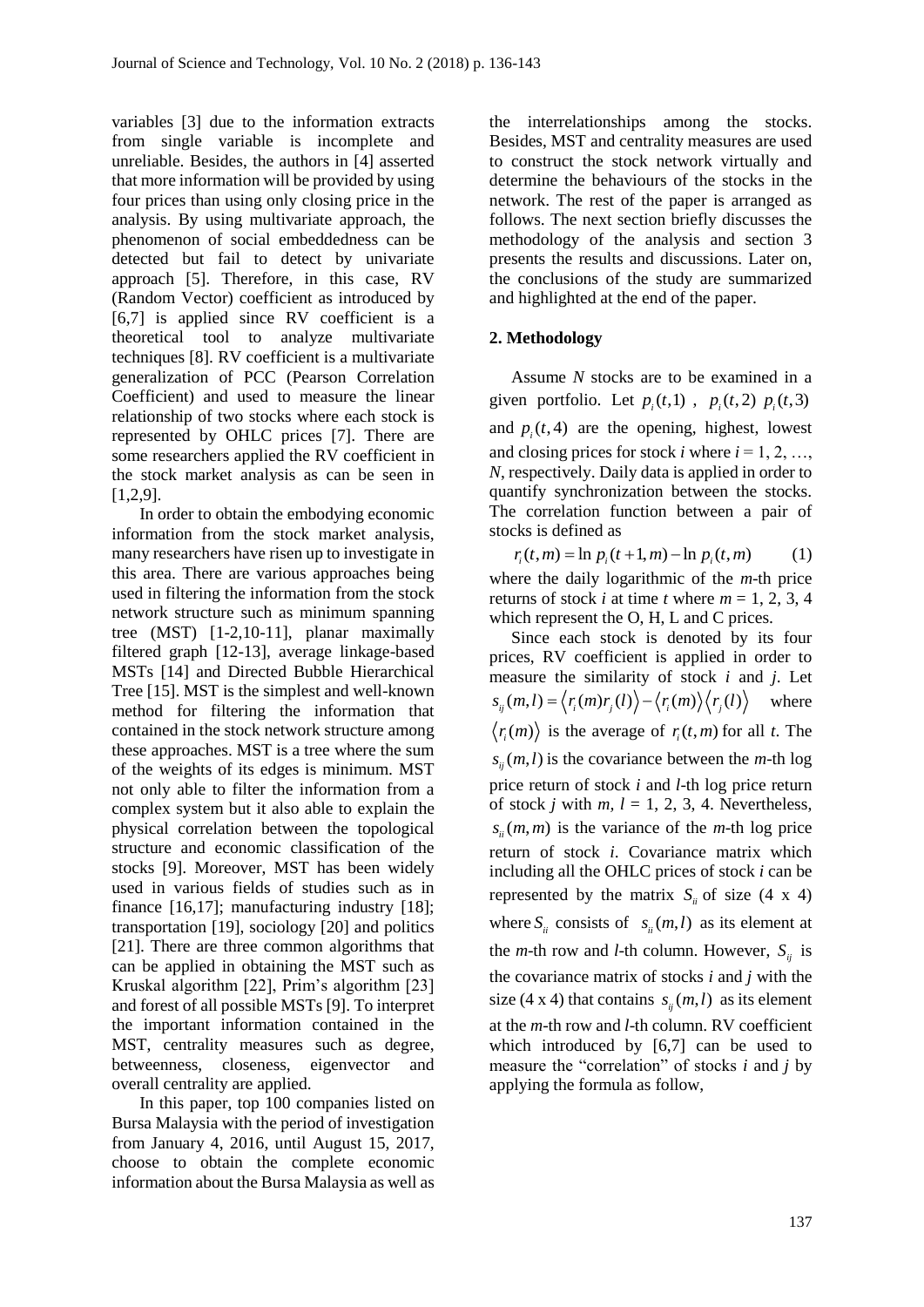variables [3] due to the information extracts from single variable is incomplete and unreliable. Besides, the authors in [4] asserted that more information will be provided by using four prices than using only closing price in the analysis. By using multivariate approach, the phenomenon of social embeddedness can be detected but fail to detect by univariate approach [5]. Therefore, in this case, RV (Random Vector) coefficient as introduced by [6,7] is applied since RV coefficient is a theoretical tool to analyze multivariate techniques [8]. RV coefficient is a multivariate generalization of PCC (Pearson Correlation Coefficient) and used to measure the linear relationship of two stocks where each stock is represented by OHLC prices [7]. There are some researchers applied the RV coefficient in the stock market analysis as can be seen in [1,2,9].

In order to obtain the embodying economic information from the stock market analysis, many researchers have risen up to investigate in this area. There are various approaches being used in filtering the information from the stock network structure such as minimum spanning tree (MST) [1-2,10-11], planar maximally filtered graph [12-13], average linkage-based MSTs [14] and Directed Bubble Hierarchical Tree [15]. MST is the simplest and well-known method for filtering the information that contained in the stock network structure among these approaches. MST is a tree where the sum of the weights of its edges is minimum. MST not only able to filter the information from a complex system but it also able to explain the physical correlation between the topological structure and economic classification of the stocks [9]. Moreover, MST has been widely used in various fields of studies such as in finance [16,17]; manufacturing industry [18]; transportation [19], sociology [20] and politics [21]. There are three common algorithms that can be applied in obtaining the MST such as Kruskal algorithm [22], Prim's algorithm [23] and forest of all possible MSTs [9]. To interpret the important information contained in the MST, centrality measures such as degree, betweenness, closeness, eigenvector and overall centrality are applied.

In this paper, top 100 companies listed on Bursa Malaysia with the period of investigation from January 4, 2016, until August 15, 2017, choose to obtain the complete economic information about the Bursa Malaysia as well as the interrelationships among the stocks. Besides, MST and centrality measures are used to construct the stock network virtually and determine the behaviours of the stocks in the network. The rest of the paper is arranged as follows. The next section briefly discusses the methodology of the analysis and section 3 presents the results and discussions. Later on, the conclusions of the study are summarized and highlighted at the end of the paper.

## 2. Methodology

Assume $N$ stocks are to be examined in a given portfolio. Let $p_i(t,1)$ , $p_i(t,2)$ $p_i(t,3)$ and $p_i(t,4)$ are the opening, highest, lowest and closing prices for stock $i$ where $i = 1, 2, \ldots, N$, respectively. Daily data is applied in order to quantify synchronization between the stocks. The correlation function between a pair of stocks is defined as

$$r_i(t,m) = \ln p_i(t+1,m) - \ln p_i(t,m) \qquad (1)$$

where the daily logarithmic of the $m$-th price returns of stock $i$ at time $t$ where $m = 1, 2, 3, 4$ which represent the O, H, L and C prices.

Since each stock is denoted by its four prices, RV coefficient is applied in order to measure the similarity of stock $i$ and $j$. Let $s_{ij}(m,l) = \langle r_i(m) r_j(l) \rangle - \langle r_i(m) \rangle \langle r_j(l) \rangle$ where $\langle r_i(m) \rangle$ is the average of $r_i(t,m)$ for all $t$. The $s_{ij}(m,l)$ is the covariance between the $m$-th log price return of stock $i$ and $l$-th log price return of stock $j$ with $m, l = 1, 2, 3, 4$. Nevertheless, $s_{ii}(m,m)$ is the variance of the $m$-th log price return of stock $i$. Covariance matrix which including all the OHLC prices of stock $i$ can be represented by the matrix $S_{ii}$ of size (4 x 4) where $S_{ii}$ consists of $s_{ii}(m,l)$ as its element at the $m$-th row and $l$-th column. However, $S_{ij}$ is the covariance matrix of stocks $i$ and $j$ with the size (4 x 4) that contains $s_{ij}(m,l)$ as its element at the $m$-th row and $l$-th column. RV coefficient which introduced by [6,7] can be used to measure the "correlation" of stocks $i$ and $j$ by applying the formula as follow,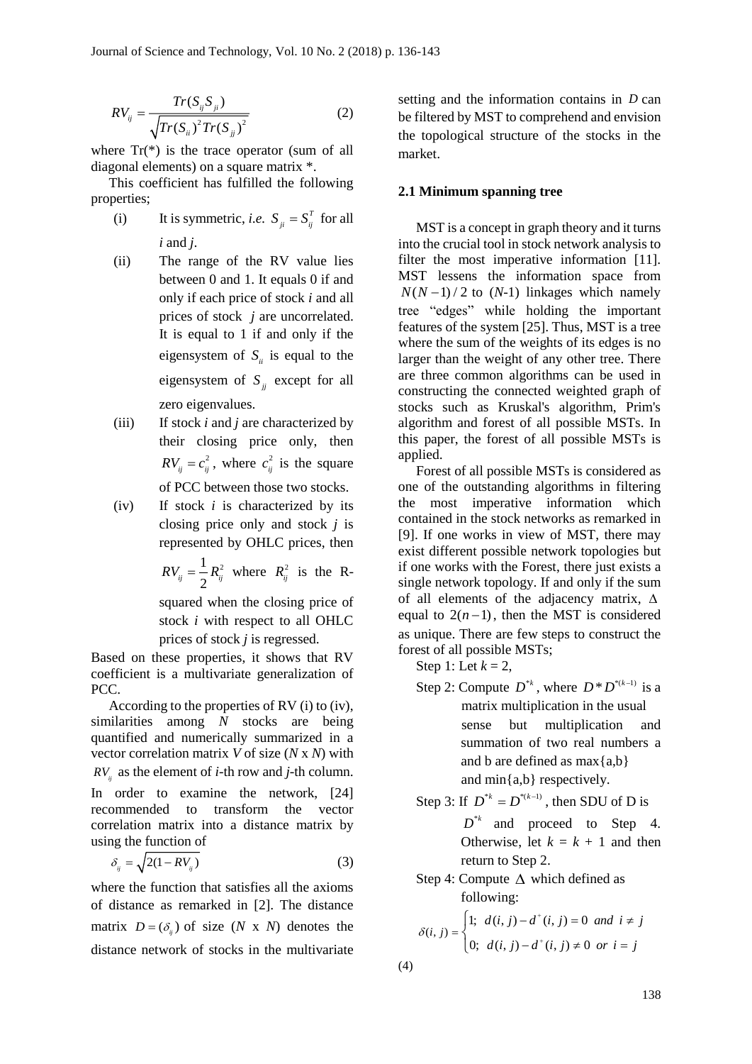$$RV_{ij} = \frac{Tr(S_{ij}S_{ji})}{\sqrt{Tr(S_{ii})^2 Tr(S_{jj})^2}} \quad (2)$$

where Tr(*) is the trace operator (sum of all diagonal elements) on a square matrix *.

This coefficient has fulfilled the following properties;

(i) It is symmetric, *i.e.* $S_{ji} = S_{ij}^T$ for all *i* and *j*.

(ii) The range of the RV value lies between 0 and 1. It equals 0 if and only if each price of stock *i* and all prices of stock *j* are uncorrelated. It is equal to 1 if and only if the eigensystem of $S_{ii}$ is equal to the eigensystem of $S_{jj}$ except for all zero eigenvalues.

(iii) If stock *i* and *j* are characterized by their closing price only, then $RV_{ij} = c_{ij}^2$, where $c_{ij}^2$ is the square of PCC between those two stocks.

(iv) If stock *i* is characterized by its closing price only and stock *j* is represented by OHLC prices, then $RV_{ij} = \frac{1}{2}R_{ij}^2$ where $R_{ij}^2$ is the R-squared when the closing price of stock *i* with respect to all OHLC prices of stock *j* is regressed.

Based on these properties, it shows that RV coefficient is a multivariate generalization of PCC.

According to the properties of RV (i) to (iv), similarities among *N* stocks are being quantified and numerically summarized in a vector correlation matrix *V* of size (*N* x *N*) with $RV_{ij}$ as the element of *i*-th row and *j*-th column. In order to examine the network, [24] recommended to transform the vector correlation matrix into a distance matrix by using the function of

$$\delta_{ij} = \sqrt{2(1 - RV_{ij})} \quad (3)$$

where the function that satisfies all the axioms of distance as remarked in [2]. The distance matrix $D = (\delta_{ij})$ of size (*N* x *N*) denotes the distance network of stocks in the multivariate setting and the information contains in $D$ can be filtered by MST to comprehend and envision the topological structure of the stocks in the market.

### 2.1 Minimum spanning tree

MST is a concept in graph theory and it turns into the crucial tool in stock network analysis to filter the most imperative information [11]. MST lessens the information space from $N(N-1)/2$ to (*N*-1) linkages which namely tree "edges" while holding the important features of the system [25]. Thus, MST is a tree where the sum of the weights of its edges is no larger than the weight of any other tree. There are three common algorithms can be used in constructing the connected weighted graph of stocks such as Kruskal's algorithm, Prim's algorithm and forest of all possible MSTs. In this paper, the forest of all possible MSTs is applied.

Forest of all possible MSTs is considered as one of the outstanding algorithms in filtering the most imperative information which contained in the stock networks as remarked in [9]. If one works in view of MST, there may exist different possible network topologies but if one works with the Forest, there just exists a single network topology. If and only if the sum of all elements of the adjacency matrix, $\Delta$ equal to $2(n-1)$, then the MST is considered as unique. There are few steps to construct the forest of all possible MSTs;

Step 1: Let *k* = 2,

Step 2: Compute $D^{*k}$, where $D * D^{*(k-1)}$ is a matrix multiplication in the usual sense but multiplication and summation of two real numbers a and b are defined as max{a,b} and min{a,b} respectively.

Step 3: If $D^{*k} = D^{*(k-1)}$, then SDU of D is $D^{*k}$ and proceed to Step 4. Otherwise, let *k* = *k* + 1 and then return to Step 2.

Step 4: Compute $\Delta$ which defined as following:

$$\delta(i,j) = \begin{cases} 1; & d(i,j) - d^{+}(i,j) = 0 \ \ and \ \ i \neq j \\ 0; & d(i,j) - d^{+}(i,j) \neq 0 \ \ or \ \ i = j \end{cases}$$

(4)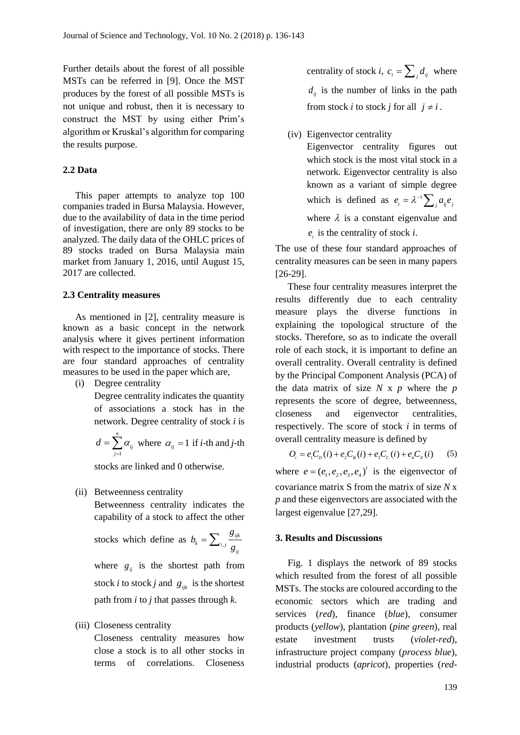Further details about the forest of all possible MSTs can be referred in [9]. Once the MST produces by the forest of all possible MSTs is not unique and robust, then it is necessary to construct the MST by using either Prim's algorithm or Kruskal's algorithm for comparing the results purpose.

### 2.2 Data

This paper attempts to analyze top 100 companies traded in Bursa Malaysia. However, due to the availability of data in the time period of investigation, there are only 89 stocks to be analyzed. The daily data of the OHLC prices of 89 stocks traded on Bursa Malaysia main market from January 1, 2016, until August 15, 2017 are collected.

### 2.3 Centrality measures

As mentioned in [2], centrality measure is known as a basic concept in the network analysis where it gives pertinent information with respect to the importance of stocks. There are four standard approaches of centrality measures to be used in the paper which are,

(i) Degree centrality
Degree centrality indicates the quantity of associations a stock has in the network. Degree centrality of stock *i* is $d = \sum_{j=1}^{n} \alpha_{ij}$ where $\alpha_{ij} = 1$ if *i*-th and *j*-th stocks are linked and 0 otherwise.

(ii) Betweenness centrality
Betweenness centrality indicates the capability of a stock to affect the other stocks which define as $b_k = \sum_{i,j} \frac{g_{ijk}}{g_{ij}}$ where $g_{ij}$ is the shortest path from stock *i* to stock *j* and $g_{ijk}$ is the shortest path from *i* to *j* that passes through *k*.

(iii) Closeness centrality
Closeness centrality measures how close a stock is to all other stocks in terms of correlations. Closeness centrality of stock *i*, $c_i = \sum_j d_{ij}$ where $d_{ij}$ is the number of links in the path from stock *i* to stock *j* for all $j \neq i$.

(iv) Eigenvector centrality
Eigenvector centrality figures out which stock is the most vital stock in a network. Eigenvector centrality is also known as a variant of simple degree which is defined as $e_i = \lambda^{-1} \sum_j a_{ij} e_j$ where $\lambda$ is a constant eigenvalue and $e_i$ is the centrality of stock *i*.

The use of these four standard approaches of centrality measures can be seen in many papers [26-29].

These four centrality measures interpret the results differently due to each centrality measure plays the diverse functions in explaining the topological structure of the stocks. Therefore, so as to indicate the overall role of each stock, it is important to define an overall centrality. Overall centrality is defined by the Principal Component Analysis (PCA) of the data matrix of size *N* x *p* where the *p* represents the score of degree, betweenness, closeness and eigenvector centralities, respectively. The score of stock *i* in terms of overall centrality measure is defined by

$$O_i = e_1 C_D(i) + e_2 C_B(i) + e_3 C_C(i) + e_4 C_E(i) \qquad (5)$$

where $e = (e_1, e_2, e_3, e_4)^t$ is the eigenvector of covariance matrix S from the matrix of size *N* x *p* and these eigenvectors are associated with the largest eigenvalue [27,29].

## 3. Results and Discussions

Fig. 1 displays the network of 89 stocks which resulted from the forest of all possible MSTs. The stocks are coloured according to the economic sectors which are trading and services (*red*), finance (*blue*), consumer products (*yellow*), plantation (*pine green*), real estate investment trusts (*violet-red*), infrastructure project company (*process blue*), industrial products (*apricot*), properties (*red-*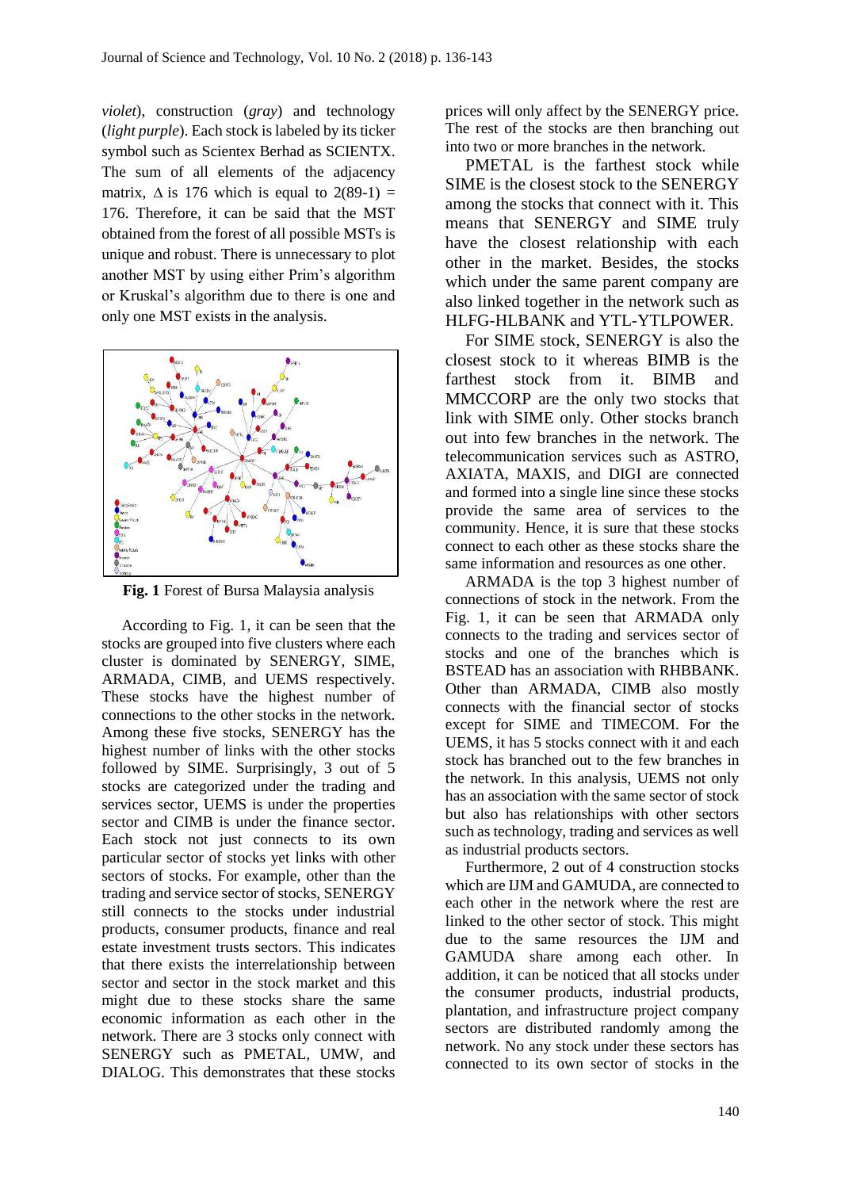*violet*), construction (*gray*) and technology (*light purple*). Each stock is labeled by its ticker symbol such as Scientex Berhad as SCIENTX. The sum of all elements of the adjacency matrix, $\Delta$ is 176 which is equal to $2(89-1) = 176$. Therefore, it can be said that the MST obtained from the forest of all possible MSTs is unique and robust. There is unnecessary to plot another MST by using either Prim's algorithm or Kruskal's algorithm due to there is one and only one MST exists in the analysis.

**Fig. 1** Forest of Bursa Malaysia analysis

According to Fig. 1, it can be seen that the stocks are grouped into five clusters where each cluster is dominated by SENERGY, SIME, ARMADA, CIMB, and UEMS respectively. These stocks have the highest number of connections to the other stocks in the network. Among these five stocks, SENERGY has the highest number of links with the other stocks followed by SIME. Surprisingly, 3 out of 5 stocks are categorized under the trading and services sector, UEMS is under the properties sector and CIMB is under the finance sector. Each stock not just connects to its own particular sector of stocks yet links with other sectors of stocks. For example, other than the trading and service sector of stocks, SENERGY still connects to the stocks under industrial products, consumer products, finance and real estate investment trusts sectors. This indicates that there exists the interrelationship between sector and sector in the stock market and this might due to these stocks share the same economic information as each other in the network. There are 3 stocks only connect with SENERGY such as PMETAL, UMW, and DIALOG. This demonstrates that these stocks prices will only affect by the SENERGY price. The rest of the stocks are then branching out into two or more branches in the network.

PMETAL is the farthest stock while SIME is the closest stock to the SENERGY among the stocks that connect with it. This means that SENERGY and SIME truly have the closest relationship with each other in the market. Besides, the stocks which under the same parent company are also linked together in the network such as HLFG-HLBANK and YTL-YTLPOWER.

For SIME stock, SENERGY is also the closest stock to it whereas BIMB is the farthest stock from it. BIMB and MMCCORP are the only two stocks that link with SIME only. Other stocks branch out into few branches in the network. The telecommunication services such as ASTRO, AXIATA, MAXIS, and DIGI are connected and formed into a single line since these stocks provide the same area of services to the community. Hence, it is sure that these stocks connect to each other as these stocks share the same information and resources as one other.

ARMADA is the top 3 highest number of connections of stock in the network. From the Fig. 1, it can be seen that ARMADA only connects to the trading and services sector of stocks and one of the branches which is BSTEAD has an association with RHBBANK. Other than ARMADA, CIMB also mostly connects with the financial sector of stocks except for SIME and TIMECOM. For the UEMS, it has 5 stocks connect with it and each stock has branched out to the few branches in the network. In this analysis, UEMS not only has an association with the same sector of stock but also has relationships with other sectors such as technology, trading and services as well as industrial products sectors.

Furthermore, 2 out of 4 construction stocks which are IJM and GAMUDA, are connected to each other in the network where the rest are linked to the other sector of stock. This might due to the same resources the IJM and GAMUDA share among each other. In addition, it can be noticed that all stocks under the consumer products, industrial products, plantation, and infrastructure project company sectors are distributed randomly among the network. No any stock under these sectors has connected to its own sector of stocks in the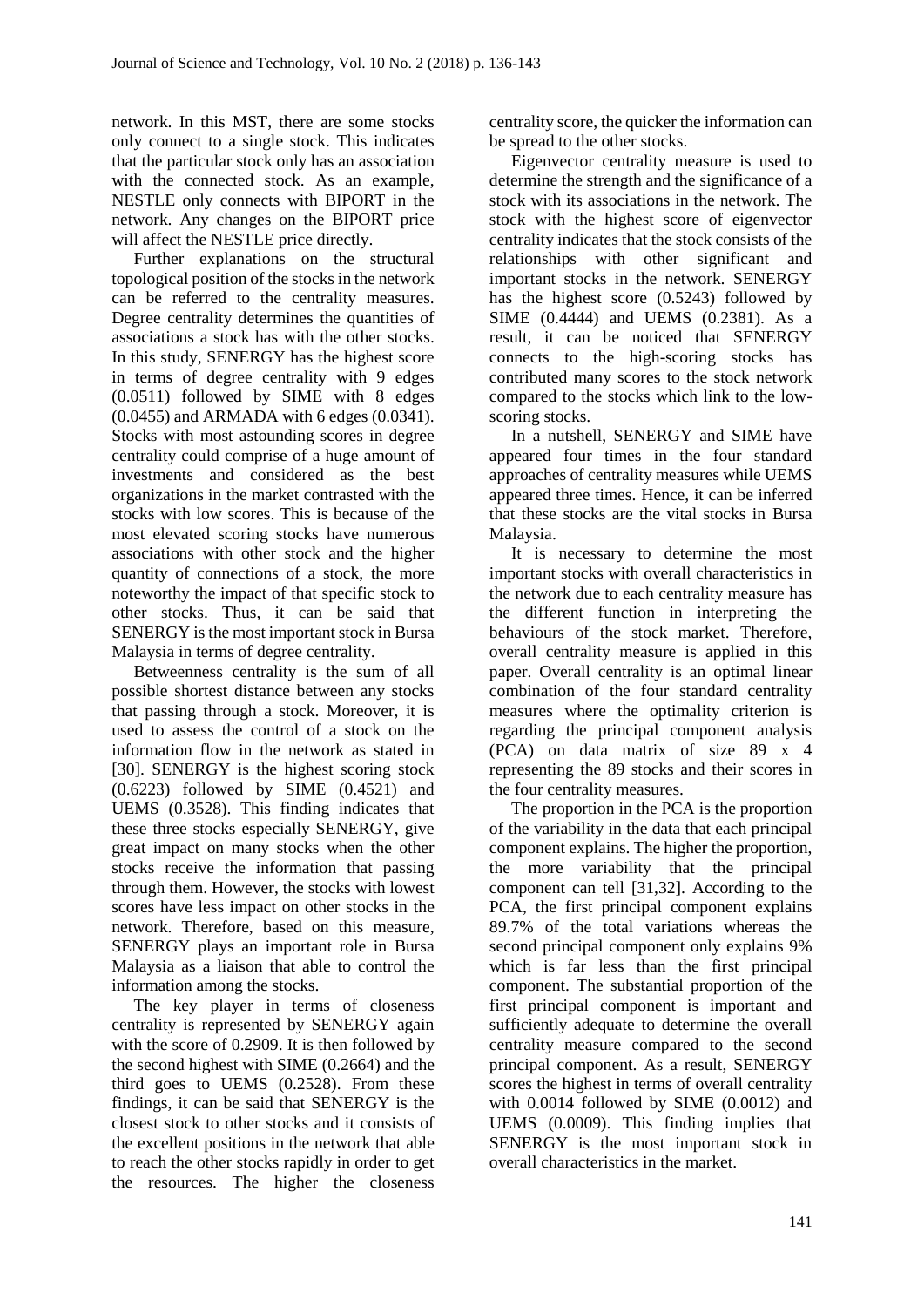network. In this MST, there are some stocks only connect to a single stock. This indicates that the particular stock only has an association with the connected stock. As an example, NESTLE only connects with BIPORT in the network. Any changes on the BIPORT price will affect the NESTLE price directly.

Further explanations on the structural topological position of the stocks in the network can be referred to the centrality measures. Degree centrality determines the quantities of associations a stock has with the other stocks. In this study, SENERGY has the highest score in terms of degree centrality with 9 edges (0.0511) followed by SIME with 8 edges (0.0455) and ARMADA with 6 edges (0.0341). Stocks with most astounding scores in degree centrality could comprise of a huge amount of investments and considered as the best organizations in the market contrasted with the stocks with low scores. This is because of the most elevated scoring stocks have numerous associations with other stock and the higher quantity of connections of a stock, the more noteworthy the impact of that specific stock to other stocks. Thus, it can be said that SENERGY is the most important stock in Bursa Malaysia in terms of degree centrality.

Betweenness centrality is the sum of all possible shortest distance between any stocks that passing through a stock. Moreover, it is used to assess the control of a stock on the information flow in the network as stated in [30]. SENERGY is the highest scoring stock (0.6223) followed by SIME (0.4521) and UEMS (0.3528). This finding indicates that these three stocks especially SENERGY, give great impact on many stocks when the other stocks receive the information that passing through them. However, the stocks with lowest scores have less impact on other stocks in the network. Therefore, based on this measure, SENERGY plays an important role in Bursa Malaysia as a liaison that able to control the information among the stocks.

The key player in terms of closeness centrality is represented by SENERGY again with the score of 0.2909. It is then followed by the second highest with SIME (0.2664) and the third goes to UEMS (0.2528). From these findings, it can be said that SENERGY is the closest stock to other stocks and it consists of the excellent positions in the network that able to reach the other stocks rapidly in order to get the resources. The higher the closeness centrality score, the quicker the information can be spread to the other stocks.

Eigenvector centrality measure is used to determine the strength and the significance of a stock with its associations in the network. The stock with the highest score of eigenvector centrality indicates that the stock consists of the relationships with other significant and important stocks in the network. SENERGY has the highest score (0.5243) followed by SIME (0.4444) and UEMS (0.2381). As a result, it can be noticed that SENERGY connects to the high-scoring stocks has contributed many scores to the stock network compared to the stocks which link to the low-scoring stocks.

In a nutshell, SENERGY and SIME have appeared four times in the four standard approaches of centrality measures while UEMS appeared three times. Hence, it can be inferred that these stocks are the vital stocks in Bursa Malaysia.

It is necessary to determine the most important stocks with overall characteristics in the network due to each centrality measure has the different function in interpreting the behaviours of the stock market. Therefore, overall centrality measure is applied in this paper. Overall centrality is an optimal linear combination of the four standard centrality measures where the optimality criterion is regarding the principal component analysis (PCA) on data matrix of size 89 x 4 representing the 89 stocks and their scores in the four centrality measures.

The proportion in the PCA is the proportion of the variability in the data that each principal component explains. The higher the proportion, the more variability that the principal component can tell [31,32]. According to the PCA, the first principal component explains 89.7% of the total variations whereas the second principal component only explains 9% which is far less than the first principal component. The substantial proportion of the first principal component is important and sufficiently adequate to determine the overall centrality measure compared to the second principal component. As a result, SENERGY scores the highest in terms of overall centrality with 0.0014 followed by SIME (0.0012) and UEMS (0.0009). This finding implies that SENERGY is the most important stock in overall characteristics in the market.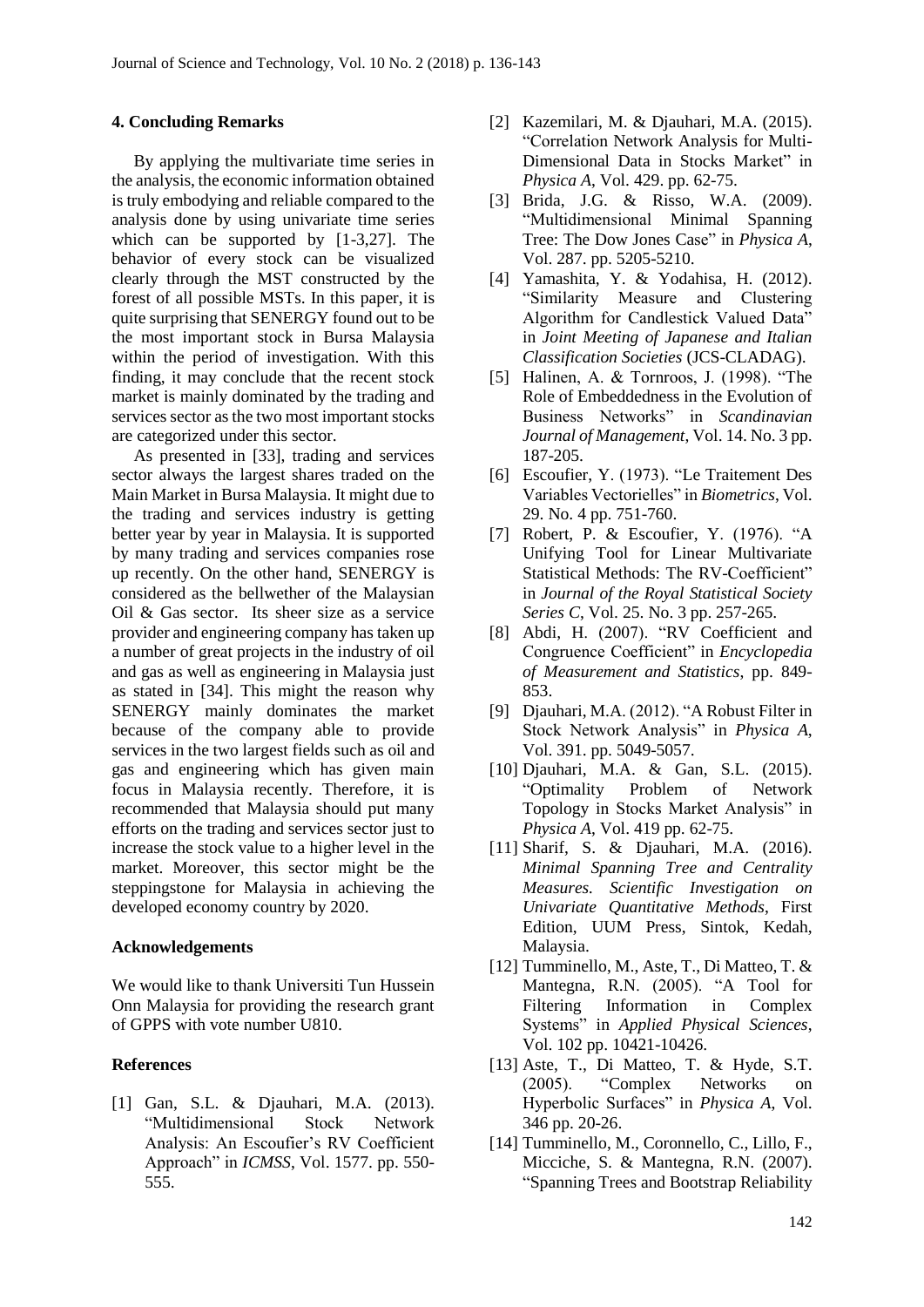## 4. Concluding Remarks

By applying the multivariate time series in the analysis, the economic information obtained is truly embodying and reliable compared to the analysis done by using univariate time series which can be supported by [1-3,27]. The behavior of every stock can be visualized clearly through the MST constructed by the forest of all possible MSTs. In this paper, it is quite surprising that SENERGY found out to be the most important stock in Bursa Malaysia within the period of investigation. With this finding, it may conclude that the recent stock market is mainly dominated by the trading and services sector as the two most important stocks are categorized under this sector.

As presented in [33], trading and services sector always the largest shares traded on the Main Market in Bursa Malaysia. It might due to the trading and services industry is getting better year by year in Malaysia. It is supported by many trading and services companies rose up recently. On the other hand, SENERGY is considered as the bellwether of the Malaysian Oil & Gas sector. Its sheer size as a service provider and engineering company has taken up a number of great projects in the industry of oil and gas as well as engineering in Malaysia just as stated in [34]. This might the reason why SENERGY mainly dominates the market because of the company able to provide services in the two largest fields such as oil and gas and engineering which has given main focus in Malaysia recently. Therefore, it is recommended that Malaysia should put many efforts on the trading and services sector just to increase the stock value to a higher level in the market. Moreover, this sector might be the steppingstone for Malaysia in achieving the developed economy country by 2020.

## Acknowledgements

We would like to thank Universiti Tun Hussein Onn Malaysia for providing the research grant of GPPS with vote number U810.

## References

[1] Gan, S.L. & Djauhari, M.A. (2013). "Multidimensional Stock Network Analysis: An Escoufier's RV Coefficient Approach" in *ICMSS*, Vol. 1577. pp. 550-555.

[2] Kazemilari, M. & Djauhari, M.A. (2015). "Correlation Network Analysis for Multi-Dimensional Data in Stocks Market" in *Physica A*, Vol. 429. pp. 62-75.

[3] Brida, J.G. & Risso, W.A. (2009). "Multidimensional Minimal Spanning Tree: The Dow Jones Case" in *Physica A*, Vol. 287. pp. 5205-5210.

[4] Yamashita, Y. & Yodahisa, H. (2012). "Similarity Measure and Clustering Algorithm for Candlestick Valued Data" in *Joint Meeting of Japanese and Italian Classification Societies* (JCS-CLADAG).

[5] Halinen, A. & Tornroos, J. (1998). "The Role of Embeddedness in the Evolution of Business Networks" in *Scandinavian Journal of Management*, Vol. 14. No. 3 pp. 187-205.

[6] Escoufier, Y. (1973). "Le Traitement Des Variables Vectorielles" in *Biometrics*, Vol. 29. No. 4 pp. 751-760.

[7] Robert, P. & Escoufier, Y. (1976). "A Unifying Tool for Linear Multivariate Statistical Methods: The RV-Coefficient" in *Journal of the Royal Statistical Society Series C*, Vol. 25. No. 3 pp. 257-265.

[8] Abdi, H. (2007). "RV Coefficient and Congruence Coefficient" in *Encyclopedia of Measurement and Statistics*, pp. 849-853.

[9] Djauhari, M.A. (2012). "A Robust Filter in Stock Network Analysis" in *Physica A*, Vol. 391. pp. 5049-5057.

[10] Djauhari, M.A. & Gan, S.L. (2015). "Optimality Problem of Network Topology in Stocks Market Analysis" in *Physica A*, Vol. 419 pp. 62-75.

[11] Sharif, S. & Djauhari, M.A. (2016). *Minimal Spanning Tree and Centrality Measures. Scientific Investigation on Univariate Quantitative Methods*, First Edition, UUM Press, Sintok, Kedah, Malaysia.

[12] Tumminello, M., Aste, T., Di Matteo, T. & Mantegna, R.N. (2005). "A Tool for Filtering Information in Complex Systems" in *Applied Physical Sciences*, Vol. 102 pp. 10421-10426.

[13] Aste, T., Di Matteo, T. & Hyde, S.T. (2005). "Complex Networks on Hyperbolic Surfaces" in *Physica A*, Vol. 346 pp. 20-26.

[14] Tumminello, M., Coronnello, C., Lillo, F., Micciche, S. & Mantegna, R.N. (2007). "Spanning Trees and Bootstrap Reliability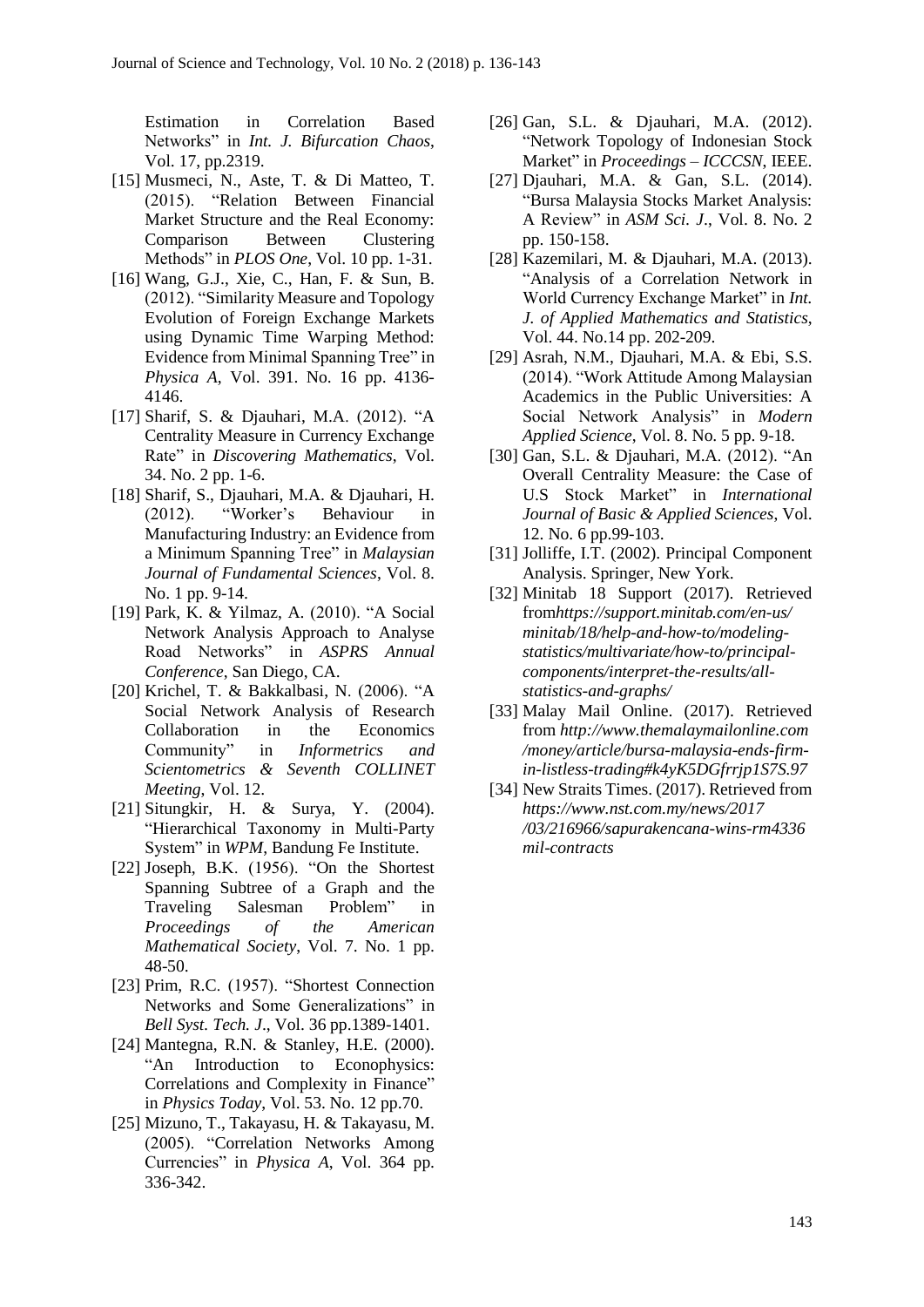Estimation in Correlation Based Networks" in *Int. J. Bifurcation Chaos*, Vol. 17, pp.2319.

[15] Musmeci, N., Aste, T. & Di Matteo, T. (2015). "Relation Between Financial Market Structure and the Real Economy: Comparison Between Clustering Methods" in *PLOS One*, Vol. 10 pp. 1-31.

[16] Wang, G.J., Xie, C., Han, F. & Sun, B. (2012). "Similarity Measure and Topology Evolution of Foreign Exchange Markets using Dynamic Time Warping Method: Evidence from Minimal Spanning Tree" in *Physica A*, Vol. 391. No. 16 pp. 4136-4146.

[17] Sharif, S. & Djauhari, M.A. (2012). "A Centrality Measure in Currency Exchange Rate" in *Discovering Mathematics*, Vol. 34. No. 2 pp. 1-6.

[18] Sharif, S., Djauhari, M.A. & Djauhari, H. (2012). "Worker's Behaviour in Manufacturing Industry: an Evidence from a Minimum Spanning Tree" in *Malaysian Journal of Fundamental Sciences*, Vol. 8. No. 1 pp. 9-14.

[19] Park, K. & Yilmaz, A. (2010). "A Social Network Analysis Approach to Analyse Road Networks" in *ASPRS Annual Conference*, San Diego, CA.

[20] Krichel, T. & Bakkalbasi, N. (2006). "A Social Network Analysis of Research Collaboration in the Economics Community" in *Informetrics and Scientometrics & Seventh COLLINET Meeting*, Vol. 12.

[21] Situngkir, H. & Surya, Y. (2004). "Hierarchical Taxonomy in Multi-Party System" in *WPM*, Bandung Fe Institute.

[22] Joseph, B.K. (1956). "On the Shortest Spanning Subtree of a Graph and the Traveling Salesman Problem" in *Proceedings of the American Mathematical Society*, Vol. 7. No. 1 pp. 48-50.

[23] Prim, R.C. (1957). "Shortest Connection Networks and Some Generalizations" in *Bell Syst. Tech. J*., Vol. 36 pp.1389-1401.

[24] Mantegna, R.N. & Stanley, H.E. (2000). "An Introduction to Econophysics: Correlations and Complexity in Finance" in *Physics Today*, Vol. 53. No. 12 pp.70.

[25] Mizuno, T., Takayasu, H. & Takayasu, M. (2005). "Correlation Networks Among Currencies" in *Physica A*, Vol. 364 pp. 336-342.

[26] Gan, S.L. & Djauhari, M.A. (2012). "Network Topology of Indonesian Stock Market" in *Proceedings – ICCCSN*, IEEE.

[27] Djauhari, M.A. & Gan, S.L. (2014). "Bursa Malaysia Stocks Market Analysis: A Review" in *ASM Sci. J*., Vol. 8. No. 2 pp. 150-158.

[28] Kazemilari, M. & Djauhari, M.A. (2013). "Analysis of a Correlation Network in World Currency Exchange Market" in *Int. J. of Applied Mathematics and Statistics*, Vol. 44. No.14 pp. 202-209.

[29] Asrah, N.M., Djauhari, M.A. & Ebi, S.S. (2014). "Work Attitude Among Malaysian Academics in the Public Universities: A Social Network Analysis" in *Modern Applied Science*, Vol. 8. No. 5 pp. 9-18.

[30] Gan, S.L. & Djauhari, M.A. (2012). "An Overall Centrality Measure: the Case of U.S Stock Market" in *International Journal of Basic & Applied Sciences*, Vol. 12. No. 6 pp.99-103.

[31] Jolliffe, I.T. (2002). Principal Component Analysis. Springer, New York.

[32] Minitab 18 Support (2017). Retrieved from*https://support.minitab.com/en-us/minitab/18/help-and-how-to/modeling-statistics/multivariate/how-to/principal-components/interpret-the-results/all-statistics-and-graphs/*

[33] Malay Mail Online. (2017). Retrieved from *http://www.themalaymailonline.com/money/article/bursa-malaysia-ends-firm-in-listless-trading#k4yK5DGfrrjp1S7S.97*

[34] New Straits Times. (2017). Retrieved from *https://www.nst.com.my/news/2017/03/216966/sapurakencana-wins-rm4336mil-contracts*